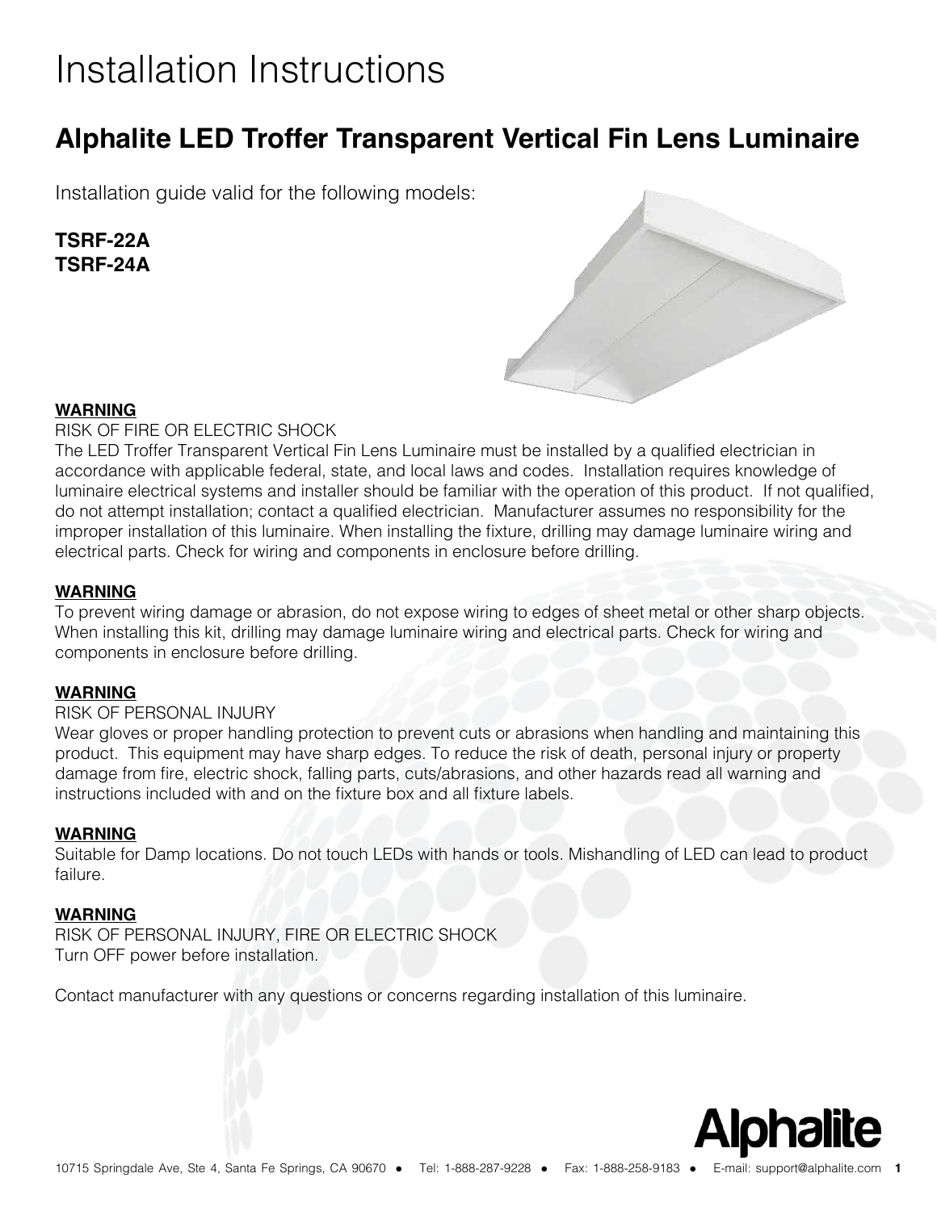# Installation Instructions

## Alphalite LED Troffer Transparent Vertical Fin Lens Luminaire

Installation guide valid for the following models:

**TSRF-22A**
**TSRF-24A**

**WARNING**

RISK OF FIRE OR ELECTRIC SHOCK

The LED Troffer Transparent Vertical Fin Lens Luminaire must be installed by a qualified electrician in accordance with applicable federal, state, and local laws and codes. Installation requires knowledge of luminaire electrical systems and installer should be familiar with the operation of this product. If not qualified, do not attempt installation; contact a qualified electrician. Manufacturer assumes no responsibility for the improper installation of this luminaire. When installing the fixture, drilling may damage luminaire wiring and electrical parts. Check for wiring and components in enclosure before drilling.

**WARNING**

To prevent wiring damage or abrasion, do not expose wiring to edges of sheet metal or other sharp objects. When installing this kit, drilling may damage luminaire wiring and electrical parts. Check for wiring and components in enclosure before drilling.

**WARNING**

RISK OF PERSONAL INJURY

Wear gloves or proper handling protection to prevent cuts or abrasions when handling and maintaining this product. This equipment may have sharp edges. To reduce the risk of death, personal injury or property damage from fire, electric shock, falling parts, cuts/abrasions, and other hazards read all warning and instructions included with and on the fixture box and all fixture labels.

**WARNING**

Suitable for Damp locations. Do not touch LEDs with hands or tools. Mishandling of LED can lead to product failure.

**WARNING**

RISK OF PERSONAL INJURY, FIRE OR ELECTRIC SHOCK

Turn OFF power before installation.

Contact manufacturer with any questions or concerns regarding installation of this luminaire.

**Alphalite**

10715 Springdale Ave, Ste 4, Santa Fe Springs, CA 90670 • Tel: 1-888-287-9228 • Fax: 1-888-258-9183 • E-mail: support@alphalite.com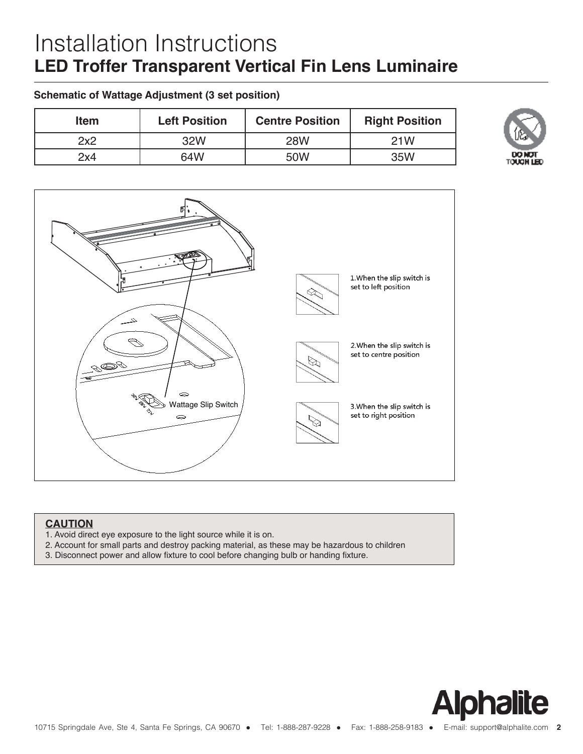# Installation Instructions

## LED Troffer Transparent Vertical Fin Lens Luminaire

**Schematic of Wattage Adjustment (3 set position)**

| Item | Left Position | Centre Position | Right Position |
|---|---|---|---|
| 2x2 | 32W | 28W | 21W |
| 2x4 | 64W | 50W | 35W |

DO NOT TOUCH LED

Wattage Slip Switch

1. When the slip switch is set to left position

2. When the slip switch is set to centre position

3. When the slip switch is set to right position

**CAUTION**

1. Avoid direct eye exposure to the light source while it is on.
2. Account for small parts and destroy packing material, as these may be hazardous to children
3. Disconnect power and allow fixture to cool before changing bulb or handing fixture.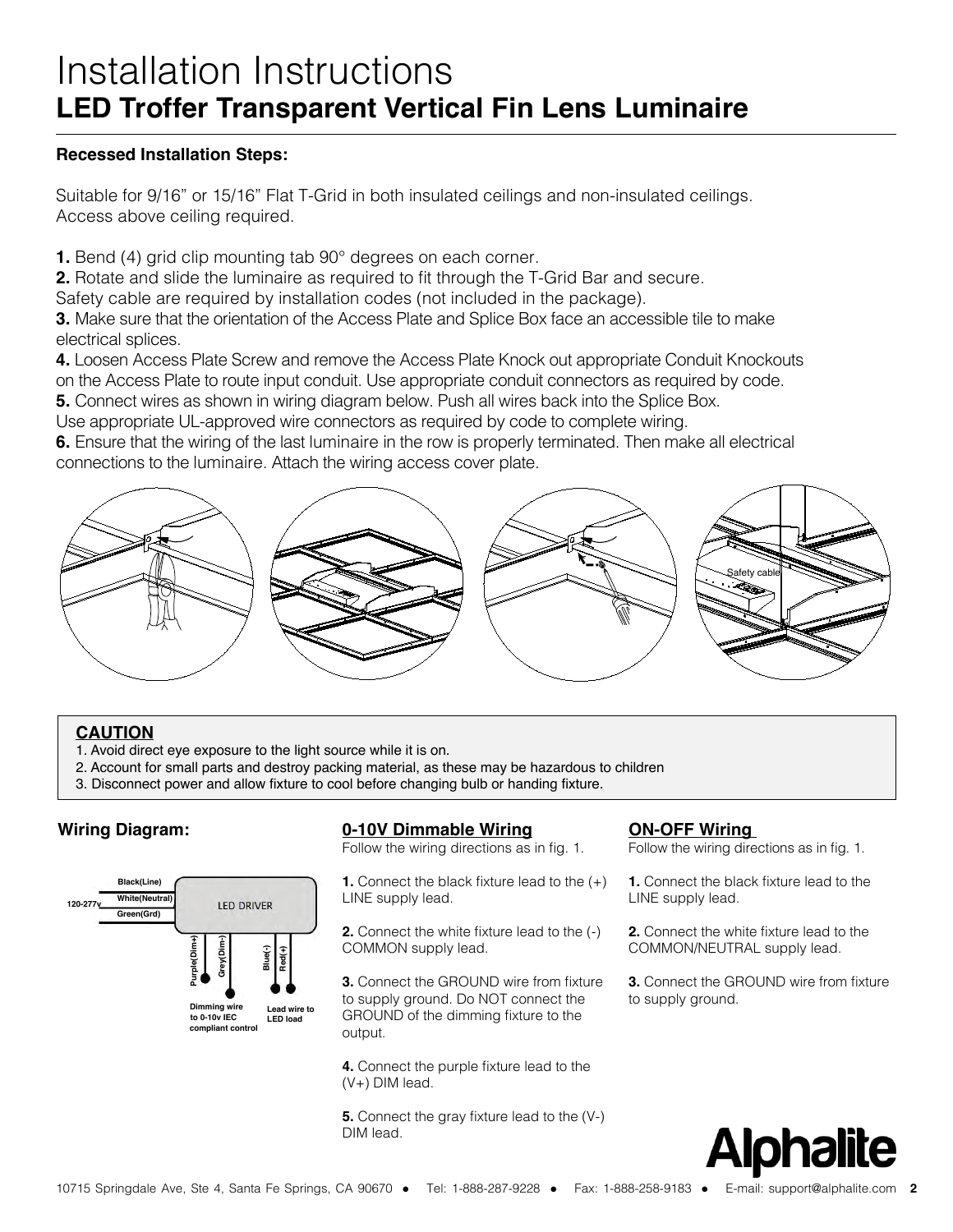# Installation Instructions

## LED Troffer Transparent Vertical Fin Lens Luminaire

**Recessed Installation Steps:**

Suitable for 9/16” or 15/16” Flat T-Grid in both insulated ceilings and non-insulated ceilings.
Access above ceiling required.

**1.** Bend (4) grid clip mounting tab 90° degrees on each corner.
**2.** Rotate and slide the luminaire as required to fit through the T-Grid Bar and secure.
Safety cable are required by installation codes (not included in the package).
**3.** Make sure that the orientation of the Access Plate and Splice Box face an accessible tile to make electrical splices.
**4.** Loosen Access Plate Screw and remove the Access Plate Knock out appropriate Conduit Knockouts on the Access Plate to route input conduit. Use appropriate conduit connectors as required by code.
**5.** Connect wires as shown in wiring diagram below. Push all wires back into the Splice Box.
Use appropriate UL-approved wire connectors as required by code to complete wiring.
**6.** Ensure that the wiring of the last luminaire in the row is properly terminated. Then make all electrical connections to the luminaire. Attach the wiring access cover plate.

Safety cable

**CAUTION**

1. Avoid direct eye exposure to the light source while it is on.
2. Account for small parts and destroy packing material, as these may be hazardous to children
3. Disconnect power and allow fixture to cool before changing bulb or handing fixture.

### Wiring Diagram:

120-277v
Black(Line)
White(Neutral)
Green(Grd)
LED DRIVER
Purple(Dim+)
Grey(Dim-)
Blue(-)
Red(+)
Dimming wire to 0-10v IEC compliant control
Lead wire to LED load

### 0-10V Dimmable Wiring

Follow the wiring directions as in fig. 1.

**1.** Connect the black fixture lead to the (+) LINE supply lead.

**2.** Connect the white fixture lead to the (-) COMMON supply lead.

**3.** Connect the GROUND wire from fixture to supply ground. Do NOT connect the GROUND of the dimming fixture to the output.

**4.** Connect the purple fixture lead to the (V+) DIM lead.

**5.** Connect the gray fixture lead to the (V-) DIM lead.

### ON-OFF Wiring

Follow the wiring directions as in fig. 1.

**1.** Connect the black fixture lead to the LINE supply lead.

**2.** Connect the white fixture lead to the COMMON/NEUTRAL supply lead.

**3.** Connect the GROUND wire from fixture to supply ground.

Alphalite

10715 Springdale Ave, Ste 4, Santa Fe Springs, CA 90670 • Tel: 1-888-287-9228 • Fax: 1-888-258-9183 • E-mail: support@alphalite.com